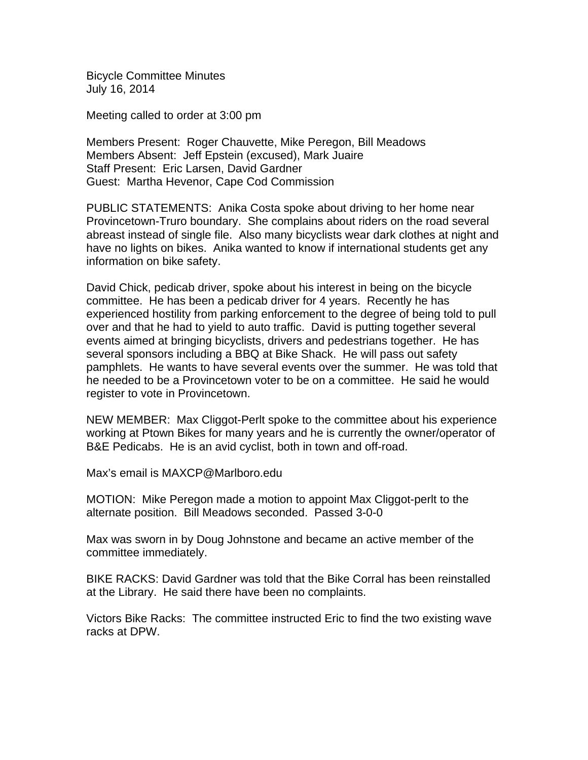Bicycle Committee Minutes
July 16, 2014

Meeting called to order at 3:00 pm

Members Present: Roger Chauvette, Mike Peregon, Bill Meadows
Members Absent: Jeff Epstein (excused), Mark Juaire
Staff Present: Eric Larsen, David Gardner
Guest: Martha Hevenor, Cape Cod Commission

PUBLIC STATEMENTS: Anika Costa spoke about driving to her home near Provincetown-Truro boundary. She complains about riders on the road several abreast instead of single file. Also many bicyclists wear dark clothes at night and have no lights on bikes. Anika wanted to know if international students get any information on bike safety.

David Chick, pedicab driver, spoke about his interest in being on the bicycle committee. He has been a pedicab driver for 4 years. Recently he has experienced hostility from parking enforcement to the degree of being told to pull over and that he had to yield to auto traffic. David is putting together several events aimed at bringing bicyclists, drivers and pedestrians together. He has several sponsors including a BBQ at Bike Shack. He will pass out safety pamphlets. He wants to have several events over the summer. He was told that he needed to be a Provincetown voter to be on a committee. He said he would register to vote in Provincetown.

NEW MEMBER: Max Cliggot-Perlt spoke to the committee about his experience working at Ptown Bikes for many years and he is currently the owner/operator of B&E Pedicabs. He is an avid cyclist, both in town and off-road.

Max's email is MAXCP@Marlboro.edu

MOTION: Mike Peregon made a motion to appoint Max Cliggot-perlt to the alternate position. Bill Meadows seconded. Passed 3-0-0

Max was sworn in by Doug Johnstone and became an active member of the committee immediately.

BIKE RACKS: David Gardner was told that the Bike Corral has been reinstalled at the Library. He said there have been no complaints.

Victors Bike Racks: The committee instructed Eric to find the two existing wave racks at DPW.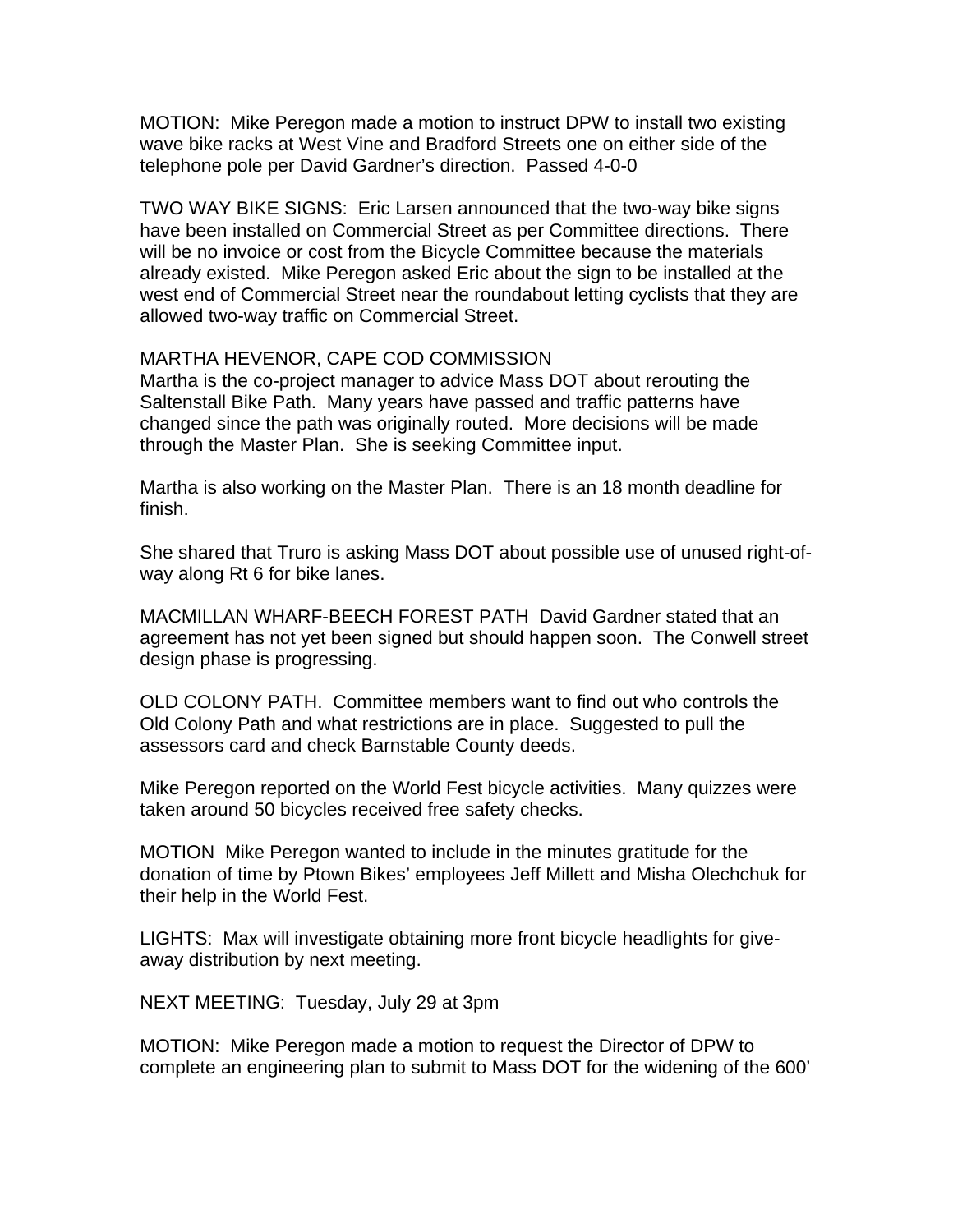MOTION: Mike Peregon made a motion to instruct DPW to install two existing wave bike racks at West Vine and Bradford Streets one on either side of the telephone pole per David Gardner's direction. Passed 4-0-0

TWO WAY BIKE SIGNS: Eric Larsen announced that the two-way bike signs have been installed on Commercial Street as per Committee directions. There will be no invoice or cost from the Bicycle Committee because the materials already existed. Mike Peregon asked Eric about the sign to be installed at the west end of Commercial Street near the roundabout letting cyclists that they are allowed two-way traffic on Commercial Street.

MARTHA HEVENOR, CAPE COD COMMISSION
Martha is the co-project manager to advice Mass DOT about rerouting the Saltenstall Bike Path. Many years have passed and traffic patterns have changed since the path was originally routed. More decisions will be made through the Master Plan. She is seeking Committee input.

Martha is also working on the Master Plan. There is an 18 month deadline for finish.

She shared that Truro is asking Mass DOT about possible use of unused right-of-way along Rt 6 for bike lanes.

MACMILLAN WHARF-BEECH FOREST PATH David Gardner stated that an agreement has not yet been signed but should happen soon. The Conwell street design phase is progressing.

OLD COLONY PATH. Committee members want to find out who controls the Old Colony Path and what restrictions are in place. Suggested to pull the assessors card and check Barnstable County deeds.

Mike Peregon reported on the World Fest bicycle activities. Many quizzes were taken around 50 bicycles received free safety checks.

MOTION Mike Peregon wanted to include in the minutes gratitude for the donation of time by Ptown Bikes' employees Jeff Millett and Misha Olechchuk for their help in the World Fest.

LIGHTS: Max will investigate obtaining more front bicycle headlights for give-away distribution by next meeting.

NEXT MEETING: Tuesday, July 29 at 3pm

MOTION: Mike Peregon made a motion to request the Director of DPW to complete an engineering plan to submit to Mass DOT for the widening of the 600'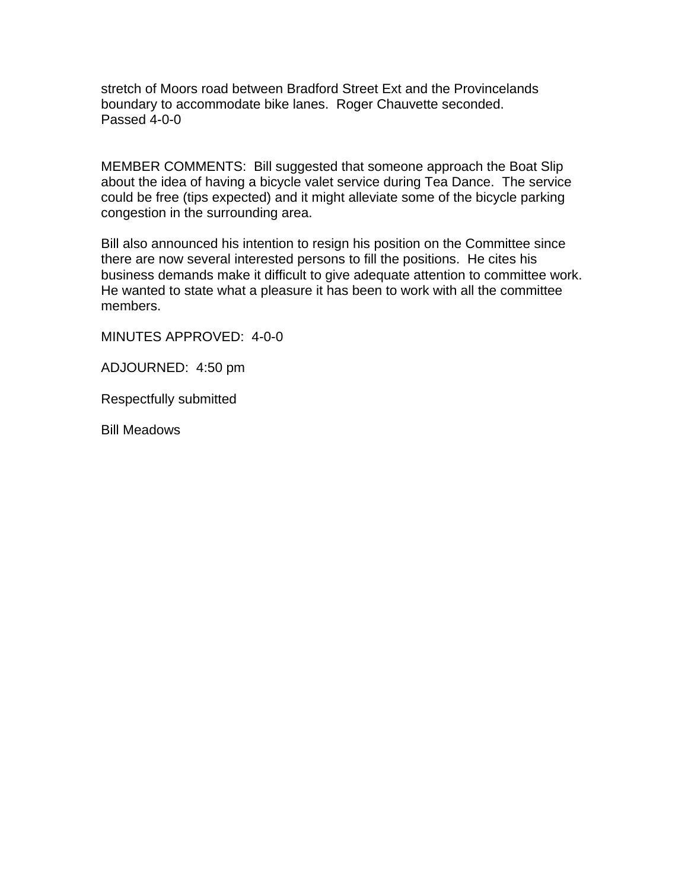stretch of Moors road between Bradford Street Ext and the Provincelands boundary to accommodate bike lanes. Roger Chauvette seconded.
Passed 4-0-0

MEMBER COMMENTS: Bill suggested that someone approach the Boat Slip about the idea of having a bicycle valet service during Tea Dance. The service could be free (tips expected) and it might alleviate some of the bicycle parking congestion in the surrounding area.

Bill also announced his intention to resign his position on the Committee since there are now several interested persons to fill the positions. He cites his business demands make it difficult to give adequate attention to committee work. He wanted to state what a pleasure it has been to work with all the committee members.

MINUTES APPROVED: 4-0-0

ADJOURNED: 4:50 pm

Respectfully submitted

Bill Meadows